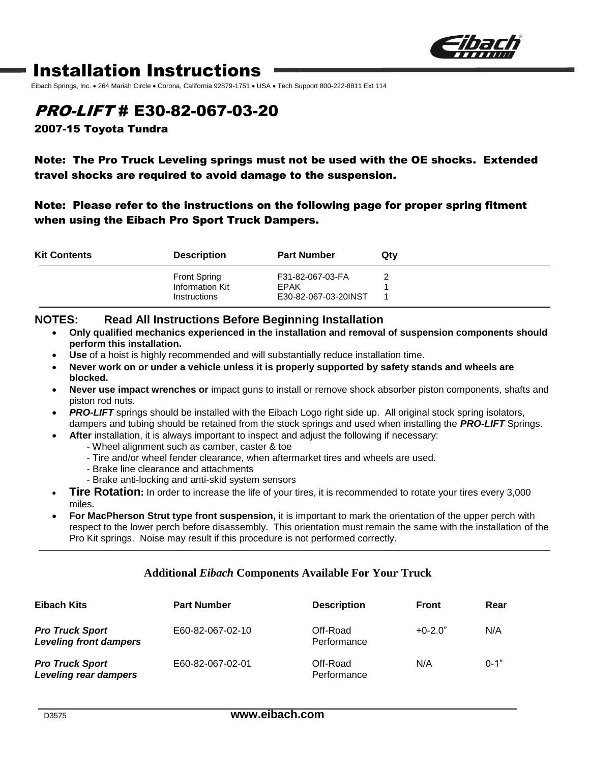# Installation Instructions

Eibach Springs, Inc. • 264 Mariah Circle • Corona, California 92879-1751 • USA • Tech Support 800-222-8811 Ext 114

## *PRO-LIFT* # E30-82-067-03-20

### 2007-15 Toyota Tundra

**Note: The Pro Truck Leveling springs must not be used with the OE shocks. Extended travel shocks are required to avoid damage to the suspension.**

**Note: Please refer to the instructions on the following page for proper spring fitment when using the Eibach Pro Sport Truck Dampers.**

| Kit Contents | Description | Part Number | Qty |
|---|---|---|---|
| | Front Spring | F31-82-067-03-FA | 2 |
| | Information Kit | EPAK | 1 |
| | Instructions | E30-82-067-03-20INST | 1 |

### NOTES: Read All Instructions Before Beginning Installation

- **Only qualified mechanics experienced in the installation and removal of suspension components should perform this installation.**
- **Use** of a hoist is highly recommended and will substantially reduce installation time.
- **Never work on or under a vehicle unless it is properly supported by safety stands and wheels are blocked.**
- **Never use impact wrenches or** impact guns to install or remove shock absorber piston components, shafts and piston rod nuts.
- ***PRO-LIFT*** springs should be installed with the Eibach Logo right side up. All original stock spring isolators, dampers and tubing should be retained from the stock springs and used when installing the ***PRO-LIFT*** Springs.
- **After** installation, it is always important to inspect and adjust the following if necessary:
  - Wheel alignment such as camber, caster & toe
  - Tire and/or wheel fender clearance, when aftermarket tires and wheels are used.
  - Brake line clearance and attachments
  - Brake anti-locking and anti-skid system sensors
- **Tire Rotation:** In order to increase the life of your tires, it is recommended to rotate your tires every 3,000 miles.
- **For MacPherson Strut type front suspension,** it is important to mark the orientation of the upper perch with respect to the lower perch before disassembly. This orientation must remain the same with the installation of the Pro Kit springs. Noise may result if this procedure is not performed correctly.

### Additional *Eibach* Components Available For Your Truck

| Eibach Kits | Part Number | Description | Front | Rear |
|---|---|---|---|---|
| ***Pro Truck Sport Leveling front dampers*** | E60-82-067-02-10 | Off-Road Performance | +0-2.0" | N/A |
| ***Pro Truck Sport Leveling rear dampers*** | E60-82-067-02-01 | Off-Road Performance | N/A | 0-1" |

D3575 **www.eibach.com**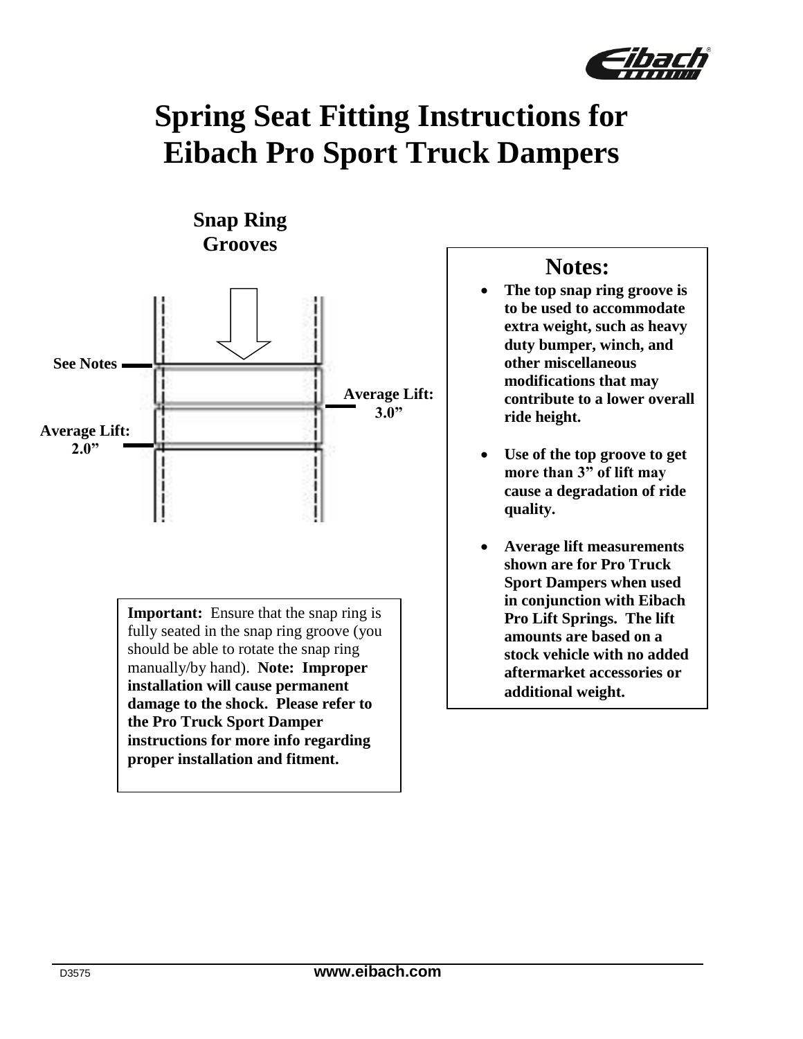# Spring Seat Fitting Instructions for Eibach Pro Sport Truck Dampers

**Snap Ring Grooves**

**See Notes**

**Average Lift: 3.0"**

**Average Lift: 2.0"**

**Important:** Ensure that the snap ring is fully seated in the snap ring groove (you should be able to rotate the snap ring manually/by hand). **Note: Improper installation will cause permanent damage to the shock. Please refer to the Pro Truck Sport Damper instructions for more info regarding proper installation and fitment.**

## Notes:

- **The top snap ring groove is to be used to accommodate extra weight, such as heavy duty bumper, winch, and other miscellaneous modifications that may contribute to a lower overall ride height.**
- **Use of the top groove to get more than 3" of lift may cause a degradation of ride quality.**
- **Average lift measurements shown are for Pro Truck Sport Dampers when used in conjunction with Eibach Pro Lift Springs. The lift amounts are based on a stock vehicle with no added aftermarket accessories or additional weight.**

D3575 **www.eibach.com**